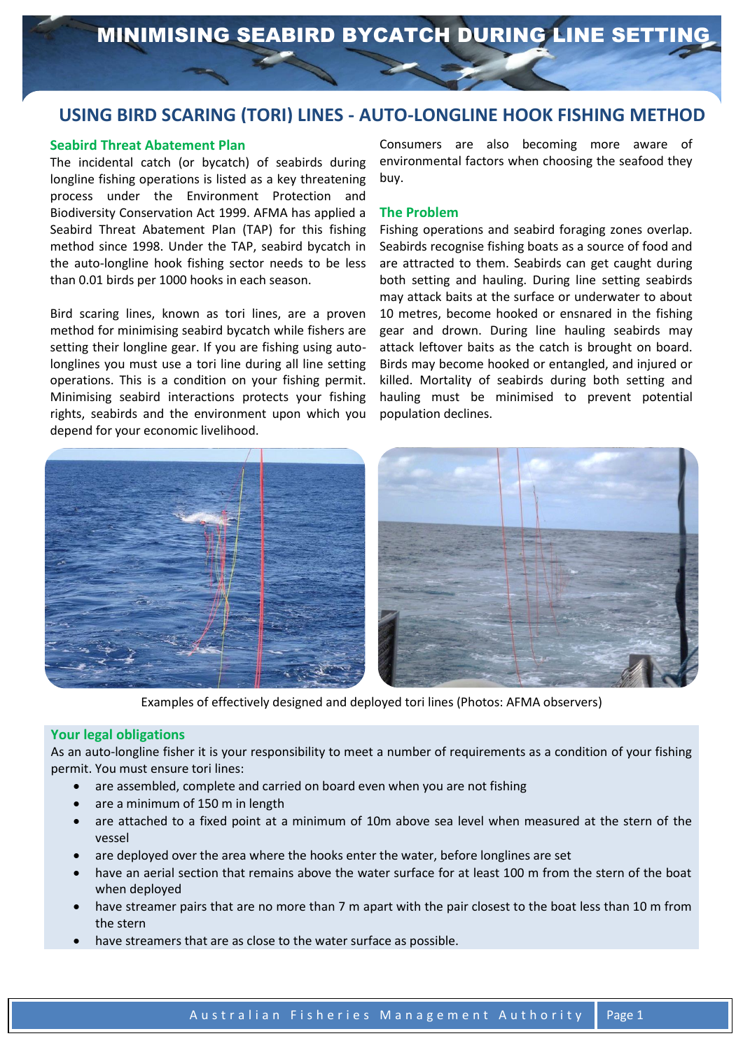# MINIMISING SEABIRD BYCATCH DURING LINE SETTING

## USING BIRD SCARING (TORI) LINES - AUTO-LONGLINE HOOK FISHING METHOD

### Seabird Threat Abatement Plan

The incidental catch (or bycatch) of seabirds during longline fishing operations is listed as a key threatening process under the Environment Protection and Biodiversity Conservation Act 1999. AFMA has applied a Seabird Threat Abatement Plan (TAP) for this fishing method since 1998. Under the TAP, seabird bycatch in the auto-longline hook fishing sector needs to be less than 0.01 birds per 1000 hooks in each season.

Bird scaring lines, known as tori lines, are a proven method for minimising seabird bycatch while fishers are setting their longline gear. If you are fishing using auto-longlines you must use a tori line during all line setting operations. This is a condition on your fishing permit. Minimising seabird interactions protects your fishing rights, seabirds and the environment upon which you depend for your economic livelihood.

Consumers are also becoming more aware of environmental factors when choosing the seafood they buy.

### The Problem

Fishing operations and seabird foraging zones overlap. Seabirds recognise fishing boats as a source of food and are attracted to them. Seabirds can get caught during both setting and hauling. During line setting seabirds may attack baits at the surface or underwater to about 10 metres, become hooked or ensnared in the fishing gear and drown. During line hauling seabirds may attack leftover baits as the catch is brought on board. Birds may become hooked or entangled, and injured or killed. Mortality of seabirds during both setting and hauling must be minimised to prevent potential population declines.

Examples of effectively designed and deployed tori lines (Photos: AFMA observers)

### Your legal obligations

As an auto-longline fisher it is your responsibility to meet a number of requirements as a condition of your fishing permit. You must ensure tori lines:

- are assembled, complete and carried on board even when you are not fishing
- are a minimum of 150 m in length
- are attached to a fixed point at a minimum of 10m above sea level when measured at the stern of the vessel
- are deployed over the area where the hooks enter the water, before longlines are set
- have an aerial section that remains above the water surface for at least 100 m from the stern of the boat when deployed
- have streamer pairs that are no more than 7 m apart with the pair closest to the boat less than 10 m from the stern
- have streamers that are as close to the water surface as possible.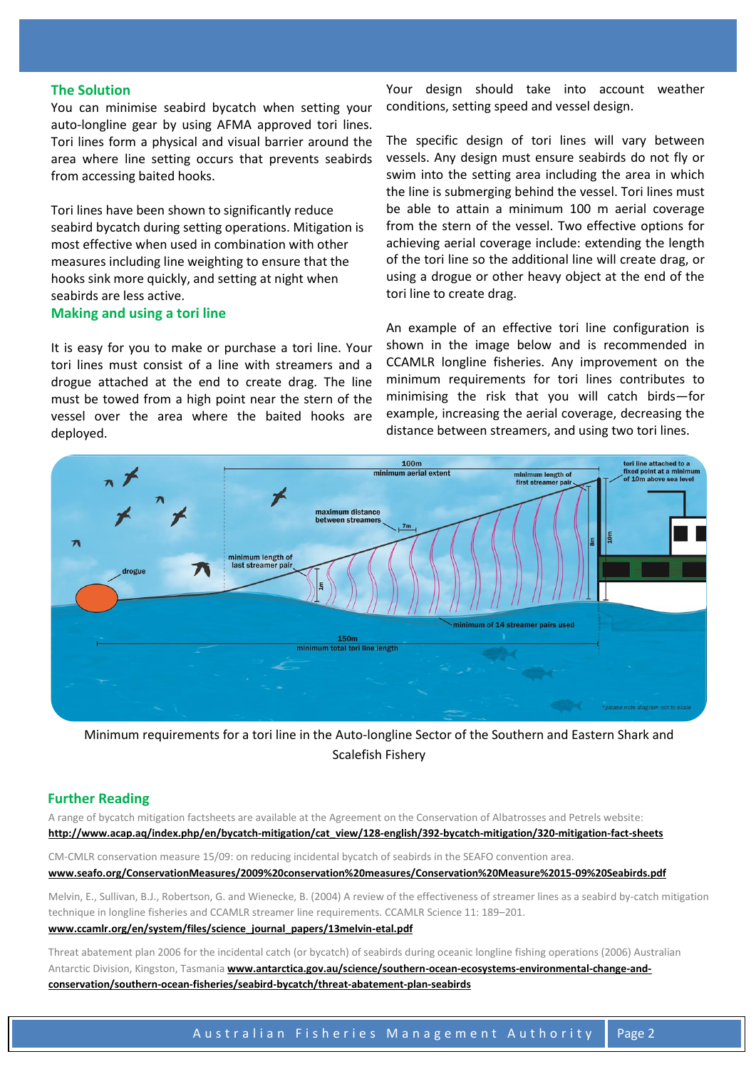## The Solution

You can minimise seabird bycatch when setting your auto-longline gear by using AFMA approved tori lines. Tori lines form a physical and visual barrier around the area where line setting occurs that prevents seabirds from accessing baited hooks.

Tori lines have been shown to significantly reduce seabird bycatch during setting operations. Mitigation is most effective when used in combination with other measures including line weighting to ensure that the hooks sink more quickly, and setting at night when seabirds are less active.

## Making and using a tori line

It is easy for you to make or purchase a tori line. Your tori lines must consist of a line with streamers and a drogue attached at the end to create drag. The line must be towed from a high point near the stern of the vessel over the area where the baited hooks are deployed.

Your design should take into account weather conditions, setting speed and vessel design.

The specific design of tori lines will vary between vessels. Any design must ensure seabirds do not fly or swim into the setting area including the area in which the line is submerging behind the vessel. Tori lines must be able to attain a minimum 100 m aerial coverage from the stern of the vessel. Two effective options for achieving aerial coverage include: extending the length of the tori line so the additional line will create drag, or using a drogue or other heavy object at the end of the tori line to create drag.

An example of an effective tori line configuration is shown in the image below and is recommended in CCAMLR longline fisheries. Any improvement on the minimum requirements for tori lines contributes to minimising the risk that you will catch birds—for example, increasing the aerial coverage, decreasing the distance between streamers, and using two tori lines.

100m
minimum aerial extent
tori line attached to a fixed point at a minimum of 10m above sea level
minimum length of first streamer pair
maximum distance between streamers
7m
8m
10m
minimum length of last streamer pair
1m
drogue
minimum of 14 streamer pairs used
150m
minimum total tori line length
*please note diagram not to scale

Minimum requirements for a tori line in the Auto-longline Sector of the Southern and Eastern Shark and Scalefish Fishery

## Further Reading

A range of bycatch mitigation factsheets are available at the Agreement on the Conservation of Albatrosses and Petrels website:
**http://www.acap.aq/index.php/en/bycatch-mitigation/cat_view/128-english/392-bycatch-mitigation/320-mitigation-fact-sheets**

CM-CMLR conservation measure 15/09: on reducing incidental bycatch of seabirds in the SEAFO convention area.
**www.seafo.org/ConservationMeasures/2009%20conservation%20measures/Conservation%20Measure%2015-09%20Seabirds.pdf**

Melvin, E., Sullivan, B.J., Robertson, G. and Wienecke, B. (2004) A review of the effectiveness of streamer lines as a seabird by-catch mitigation technique in longline fisheries and CCAMLR streamer line requirements. CCAMLR Science 11: 189–201.
**www.ccamlr.org/en/system/files/science_journal_papers/13melvin-etal.pdf**

Threat abatement plan 2006 for the incidental catch (or bycatch) of seabirds during oceanic longline fishing operations (2006) Australian Antarctic Division, Kingston, Tasmania **www.antarctica.gov.au/science/southern-ocean-ecosystems-environmental-change-and-conservation/southern-ocean-fisheries/seabird-bycatch/threat-abatement-plan-seabirds**